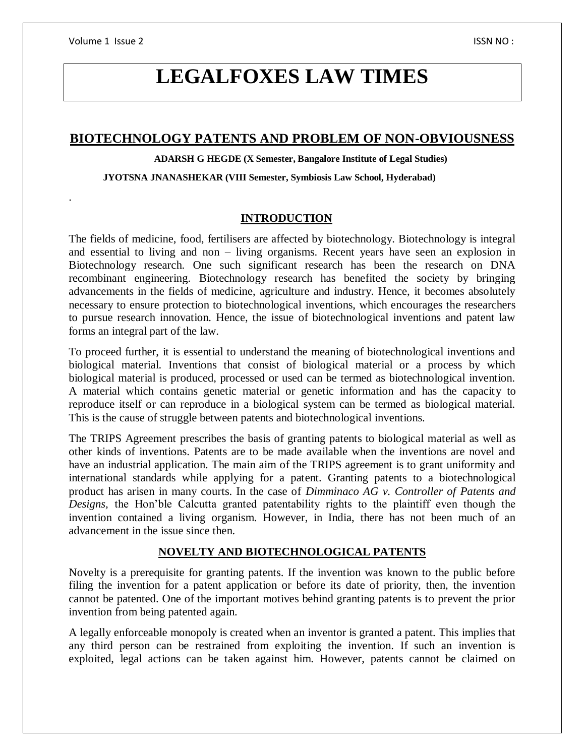# LEGALFOXES LAW TIMES

## BIOTECHNOLOGY PATENTS AND PROBLEM OF NON-OBVIOUSNESS

**ADARSH G HEGDE (X Semester, Bangalore Institute of Legal Studies)**

**JYOTSNA JNANASHEKAR (VIII Semester, Symbiosis Law School, Hyderabad)**

.

### INTRODUCTION

The fields of medicine, food, fertilisers are affected by biotechnology. Biotechnology is integral and essential to living and non – living organisms. Recent years have seen an explosion in Biotechnology research. One such significant research has been the research on DNA recombinant engineering. Biotechnology research has benefited the society by bringing advancements in the fields of medicine, agriculture and industry. Hence, it becomes absolutely necessary to ensure protection to biotechnological inventions, which encourages the researchers to pursue research innovation. Hence, the issue of biotechnological inventions and patent law forms an integral part of the law.

To proceed further, it is essential to understand the meaning of biotechnological inventions and biological material. Inventions that consist of biological material or a process by which biological material is produced, processed or used can be termed as biotechnological invention. A material which contains genetic material or genetic information and has the capacity to reproduce itself or can reproduce in a biological system can be termed as biological material. This is the cause of struggle between patents and biotechnological inventions.

The TRIPS Agreement prescribes the basis of granting patents to biological material as well as other kinds of inventions. Patents are to be made available when the inventions are novel and have an industrial application. The main aim of the TRIPS agreement is to grant uniformity and international standards while applying for a patent. Granting patents to a biotechnological product has arisen in many courts. In the case of *Dimminaco AG v. Controller of Patents and Designs*, the Hon'ble Calcutta granted patentability rights to the plaintiff even though the invention contained a living organism. However, in India, there has not been much of an advancement in the issue since then.

### NOVELTY AND BIOTECHNOLOGICAL PATENTS

Novelty is a prerequisite for granting patents. If the invention was known to the public before filing the invention for a patent application or before its date of priority, then, the invention cannot be patented. One of the important motives behind granting patents is to prevent the prior invention from being patented again.

A legally enforceable monopoly is created when an inventor is granted a patent. This implies that any third person can be restrained from exploiting the invention. If such an invention is exploited, legal actions can be taken against him. However, patents cannot be claimed on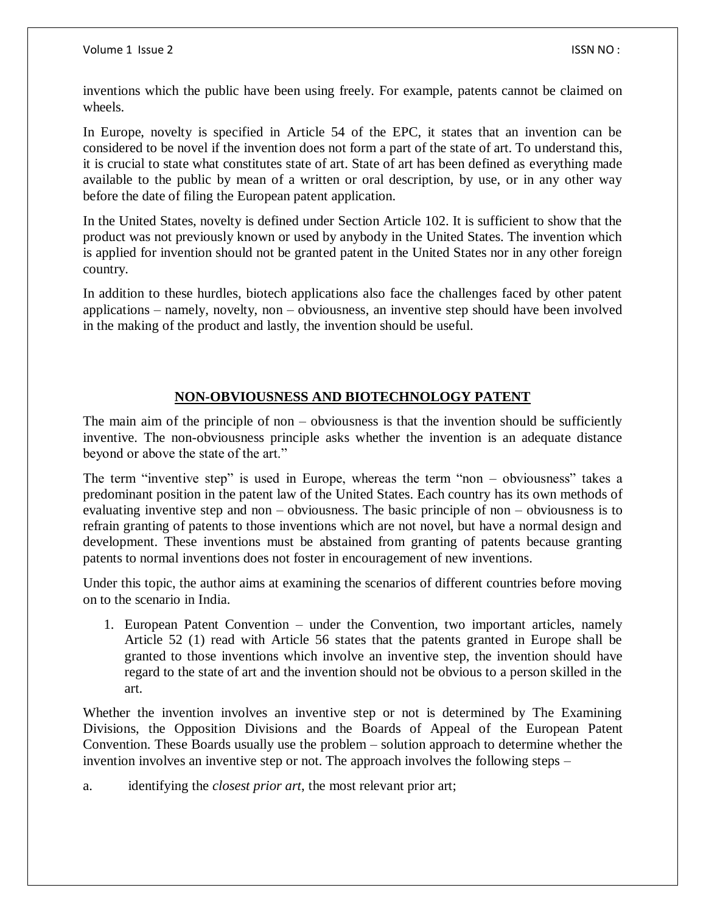inventions which the public have been using freely. For example, patents cannot be claimed on wheels.

In Europe, novelty is specified in Article 54 of the EPC, it states that an invention can be considered to be novel if the invention does not form a part of the state of art. To understand this, it is crucial to state what constitutes state of art. State of art has been defined as everything made available to the public by mean of a written or oral description, by use, or in any other way before the date of filing the European patent application.

In the United States, novelty is defined under Section Article 102. It is sufficient to show that the product was not previously known or used by anybody in the United States. The invention which is applied for invention should not be granted patent in the United States nor in any other foreign country.

In addition to these hurdles, biotech applications also face the challenges faced by other patent applications – namely, novelty, non – obviousness, an inventive step should have been involved in the making of the product and lastly, the invention should be useful.

## NON-OBVIOUSNESS AND BIOTECHNOLOGY PATENT

The main aim of the principle of non – obviousness is that the invention should be sufficiently inventive. The non-obviousness principle asks whether the invention is an adequate distance beyond or above the state of the art."

The term "inventive step" is used in Europe, whereas the term "non – obviousness" takes a predominant position in the patent law of the United States. Each country has its own methods of evaluating inventive step and non – obviousness. The basic principle of non – obviousness is to refrain granting of patents to those inventions which are not novel, but have a normal design and development. These inventions must be abstained from granting of patents because granting patents to normal inventions does not foster in encouragement of new inventions.

Under this topic, the author aims at examining the scenarios of different countries before moving on to the scenario in India.

1. European Patent Convention – under the Convention, two important articles, namely Article 52 (1) read with Article 56 states that the patents granted in Europe shall be granted to those inventions which involve an inventive step, the invention should have regard to the state of art and the invention should not be obvious to a person skilled in the art.

Whether the invention involves an inventive step or not is determined by The Examining Divisions, the Opposition Divisions and the Boards of Appeal of the European Patent Convention. These Boards usually use the problem – solution approach to determine whether the invention involves an inventive step or not. The approach involves the following steps –

a. identifying the *closest prior art*, the most relevant prior art;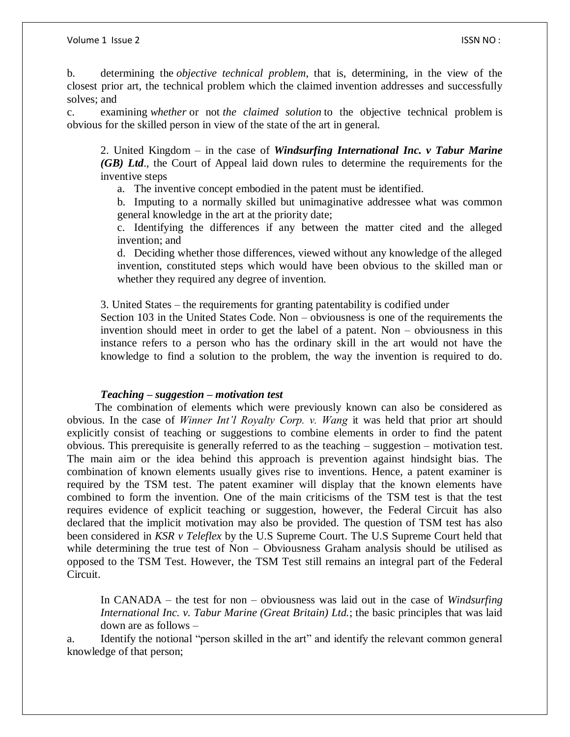b. determining the *objective technical problem*, that is, determining, in the view of the closest prior art, the technical problem which the claimed invention addresses and successfully solves; and

c. examining *whether* or not *the claimed solution* to the objective technical problem is obvious for the skilled person in view of the state of the art in general.

2. United Kingdom – in the case of ***Windsurfing International Inc. v Tabur Marine (GB) Ltd***., the Court of Appeal laid down rules to determine the requirements for the inventive steps

a. The inventive concept embodied in the patent must be identified.

b. Imputing to a normally skilled but unimaginative addressee what was common general knowledge in the art at the priority date;

c. Identifying the differences if any between the matter cited and the alleged invention; and

d. Deciding whether those differences, viewed without any knowledge of the alleged invention, constituted steps which would have been obvious to the skilled man or whether they required any degree of invention.

3. United States – the requirements for granting patentability is codified under Section 103 in the United States Code. Non – obviousness is one of the requirements the invention should meet in order to get the label of a patent. Non – obviousness in this instance refers to a person who has the ordinary skill in the art would not have the knowledge to find a solution to the problem, the way the invention is required to do.

***Teaching – suggestion – motivation test***

The combination of elements which were previously known can also be considered as obvious. In the case of *Winner Int'l Royalty Corp. v. Wang* it was held that prior art should explicitly consist of teaching or suggestions to combine elements in order to find the patent obvious. This prerequisite is generally referred to as the teaching – suggestion – motivation test. The main aim or the idea behind this approach is prevention against hindsight bias. The combination of known elements usually gives rise to inventions. Hence, a patent examiner is required by the TSM test. The patent examiner will display that the known elements have combined to form the invention. One of the main criticisms of the TSM test is that the test requires evidence of explicit teaching or suggestion, however, the Federal Circuit has also declared that the implicit motivation may also be provided. The question of TSM test has also been considered in *KSR v Teleflex* by the U.S Supreme Court. The U.S Supreme Court held that while determining the true test of Non – Obviousness Graham analysis should be utilised as opposed to the TSM Test. However, the TSM Test still remains an integral part of the Federal Circuit.

In CANADA – the test for non – obviousness was laid out in the case of *Windsurfing International Inc. v. Tabur Marine (Great Britain) Ltd.*; the basic principles that was laid down are as follows –

a. Identify the notional "person skilled in the art" and identify the relevant common general knowledge of that person;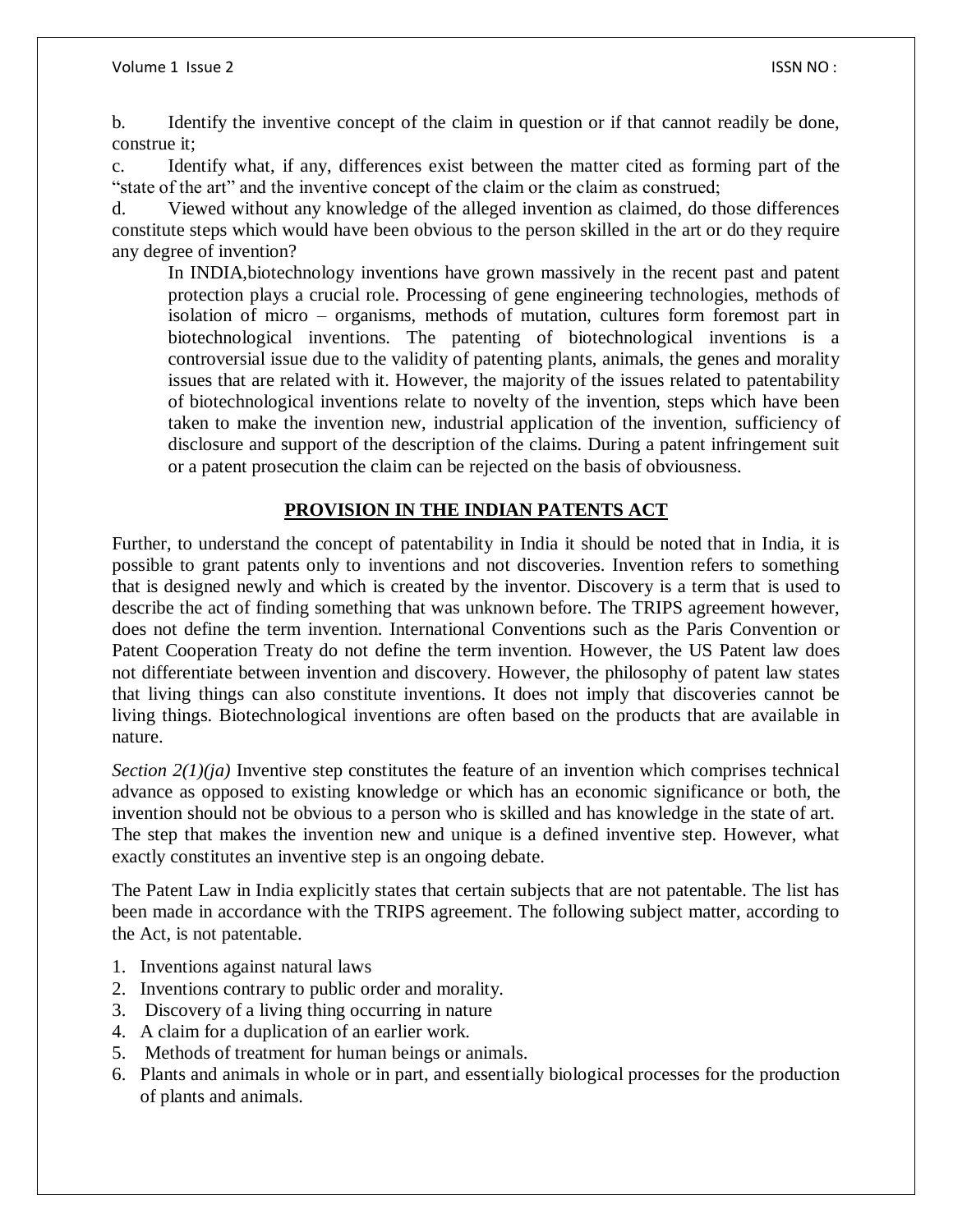b. Identify the inventive concept of the claim in question or if that cannot readily be done, construe it;

c. Identify what, if any, differences exist between the matter cited as forming part of the "state of the art" and the inventive concept of the claim or the claim as construed;

d. Viewed without any knowledge of the alleged invention as claimed, do those differences constitute steps which would have been obvious to the person skilled in the art or do they require any degree of invention?

> In INDIA,biotechnology inventions have grown massively in the recent past and patent protection plays a crucial role. Processing of gene engineering technologies, methods of isolation of micro – organisms, methods of mutation, cultures form foremost part in biotechnological inventions. The patenting of biotechnological inventions is a controversial issue due to the validity of patenting plants, animals, the genes and morality issues that are related with it. However, the majority of the issues related to patentability of biotechnological inventions relate to novelty of the invention, steps which have been taken to make the invention new, industrial application of the invention, sufficiency of disclosure and support of the description of the claims. During a patent infringement suit or a patent prosecution the claim can be rejected on the basis of obviousness.

## PROVISION IN THE INDIAN PATENTS ACT

Further, to understand the concept of patentability in India it should be noted that in India, it is possible to grant patents only to inventions and not discoveries. Invention refers to something that is designed newly and which is created by the inventor. Discovery is a term that is used to describe the act of finding something that was unknown before. The TRIPS agreement however, does not define the term invention. International Conventions such as the Paris Convention or Patent Cooperation Treaty do not define the term invention. However, the US Patent law does not differentiate between invention and discovery. However, the philosophy of patent law states that living things can also constitute inventions. It does not imply that discoveries cannot be living things. Biotechnological inventions are often based on the products that are available in nature.

*Section 2(1)(ja)* Inventive step constitutes the feature of an invention which comprises technical advance as opposed to existing knowledge or which has an economic significance or both, the invention should not be obvious to a person who is skilled and has knowledge in the state of art. The step that makes the invention new and unique is a defined inventive step. However, what exactly constitutes an inventive step is an ongoing debate.

The Patent Law in India explicitly states that certain subjects that are not patentable. The list has been made in accordance with the TRIPS agreement. The following subject matter, according to the Act, is not patentable.

1. Inventions against natural laws
2. Inventions contrary to public order and morality.
3. Discovery of a living thing occurring in nature
4. A claim for a duplication of an earlier work.
5. Methods of treatment for human beings or animals.
6. Plants and animals in whole or in part, and essentially biological processes for the production of plants and animals.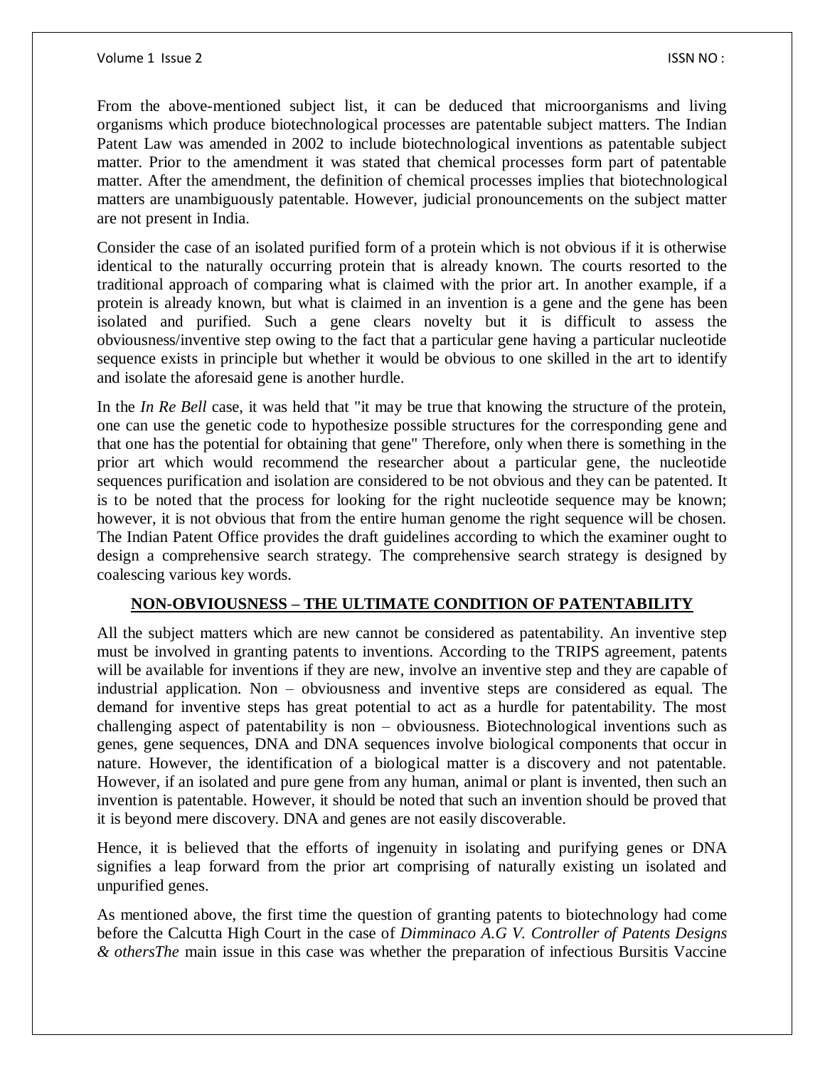From the above-mentioned subject list, it can be deduced that microorganisms and living organisms which produce biotechnological processes are patentable subject matters. The Indian Patent Law was amended in 2002 to include biotechnological inventions as patentable subject matter. Prior to the amendment it was stated that chemical processes form part of patentable matter. After the amendment, the definition of chemical processes implies that biotechnological matters are unambiguously patentable. However, judicial pronouncements on the subject matter are not present in India.

Consider the case of an isolated purified form of a protein which is not obvious if it is otherwise identical to the naturally occurring protein that is already known. The courts resorted to the traditional approach of comparing what is claimed with the prior art. In another example, if a protein is already known, but what is claimed in an invention is a gene and the gene has been isolated and purified. Such a gene clears novelty but it is difficult to assess the obviousness/inventive step owing to the fact that a particular gene having a particular nucleotide sequence exists in principle but whether it would be obvious to one skilled in the art to identify and isolate the aforesaid gene is another hurdle.

In the *In Re Bell* case, it was held that "it may be true that knowing the structure of the protein, one can use the genetic code to hypothesize possible structures for the corresponding gene and that one has the potential for obtaining that gene" Therefore, only when there is something in the prior art which would recommend the researcher about a particular gene, the nucleotide sequences purification and isolation are considered to be not obvious and they can be patented. It is to be noted that the process for looking for the right nucleotide sequence may be known; however, it is not obvious that from the entire human genome the right sequence will be chosen. The Indian Patent Office provides the draft guidelines according to which the examiner ought to design a comprehensive search strategy. The comprehensive search strategy is designed by coalescing various key words.

## NON-OBVIOUSNESS – THE ULTIMATE CONDITION OF PATENTABILITY

All the subject matters which are new cannot be considered as patentability. An inventive step must be involved in granting patents to inventions. According to the TRIPS agreement, patents will be available for inventions if they are new, involve an inventive step and they are capable of industrial application. Non – obviousness and inventive steps are considered as equal. The demand for inventive steps has great potential to act as a hurdle for patentability. The most challenging aspect of patentability is non – obviousness. Biotechnological inventions such as genes, gene sequences, DNA and DNA sequences involve biological components that occur in nature. However, the identification of a biological matter is a discovery and not patentable. However, if an isolated and pure gene from any human, animal or plant is invented, then such an invention is patentable. However, it should be noted that such an invention should be proved that it is beyond mere discovery. DNA and genes are not easily discoverable.

Hence, it is believed that the efforts of ingenuity in isolating and purifying genes or DNA signifies a leap forward from the prior art comprising of naturally existing un isolated and unpurified genes.

As mentioned above, the first time the question of granting patents to biotechnology had come before the Calcutta High Court in the case of *Dimminaco A.G V. Controller of Patents Designs & othersThe* main issue in this case was whether the preparation of infectious Bursitis Vaccine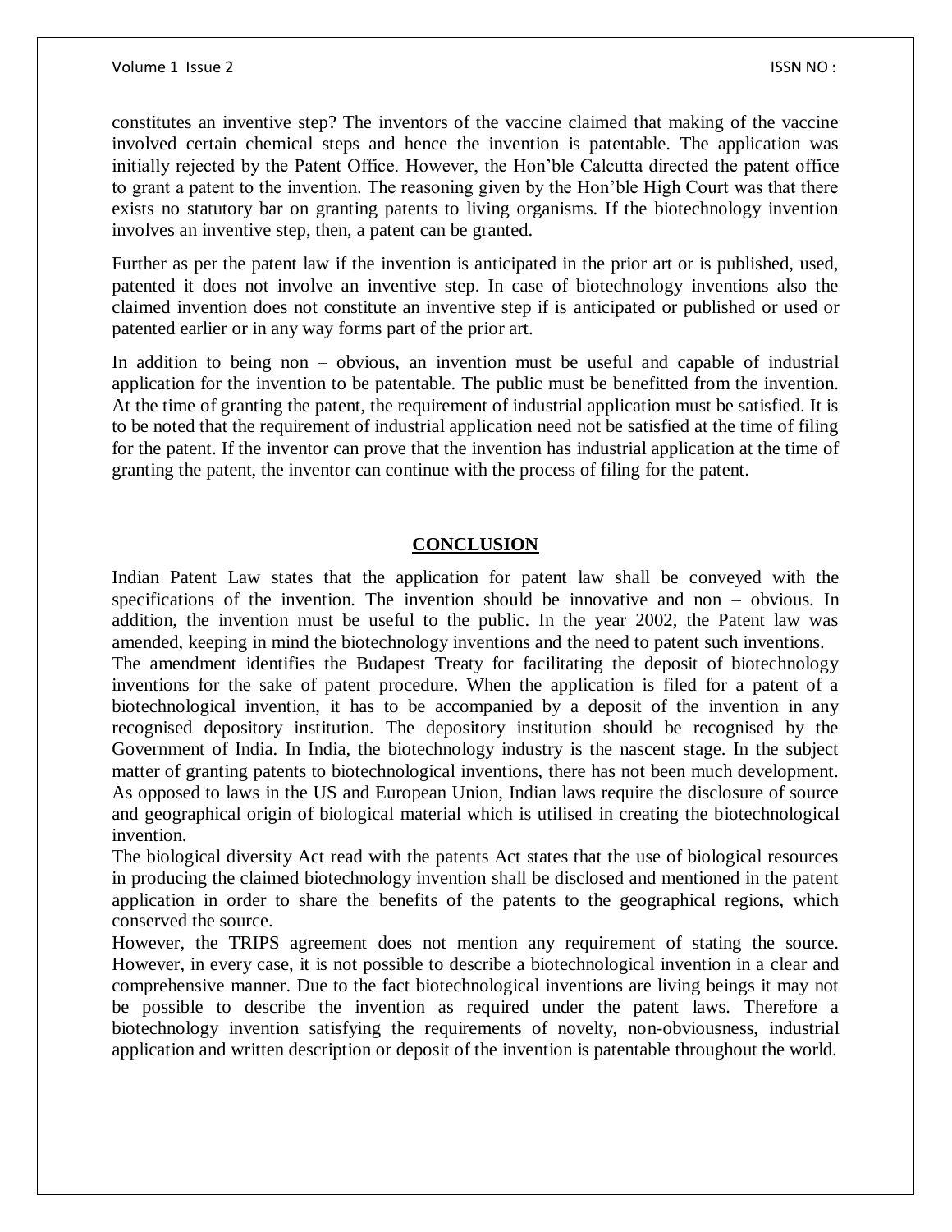constitutes an inventive step? The inventors of the vaccine claimed that making of the vaccine involved certain chemical steps and hence the invention is patentable. The application was initially rejected by the Patent Office. However, the Hon'ble Calcutta directed the patent office to grant a patent to the invention. The reasoning given by the Hon'ble High Court was that there exists no statutory bar on granting patents to living organisms. If the biotechnology invention involves an inventive step, then, a patent can be granted.

Further as per the patent law if the invention is anticipated in the prior art or is published, used, patented it does not involve an inventive step. In case of biotechnology inventions also the claimed invention does not constitute an inventive step if is anticipated or published or used or patented earlier or in any way forms part of the prior art.

In addition to being non – obvious, an invention must be useful and capable of industrial application for the invention to be patentable. The public must be benefitted from the invention. At the time of granting the patent, the requirement of industrial application must be satisfied. It is to be noted that the requirement of industrial application need not be satisfied at the time of filing for the patent. If the inventor can prove that the invention has industrial application at the time of granting the patent, the inventor can continue with the process of filing for the patent.

## CONCLUSION

Indian Patent Law states that the application for patent law shall be conveyed with the specifications of the invention. The invention should be innovative and non – obvious. In addition, the invention must be useful to the public. In the year 2002, the Patent law was amended, keeping in mind the biotechnology inventions and the need to patent such inventions.

The amendment identifies the Budapest Treaty for facilitating the deposit of biotechnology inventions for the sake of patent procedure. When the application is filed for a patent of a biotechnological invention, it has to be accompanied by a deposit of the invention in any recognised depository institution. The depository institution should be recognised by the Government of India. In India, the biotechnology industry is the nascent stage. In the subject matter of granting patents to biotechnological inventions, there has not been much development. As opposed to laws in the US and European Union, Indian laws require the disclosure of source and geographical origin of biological material which is utilised in creating the biotechnological invention.

The biological diversity Act read with the patents Act states that the use of biological resources in producing the claimed biotechnology invention shall be disclosed and mentioned in the patent application in order to share the benefits of the patents to the geographical regions, which conserved the source.

However, the TRIPS agreement does not mention any requirement of stating the source. However, in every case, it is not possible to describe a biotechnological invention in a clear and comprehensive manner. Due to the fact biotechnological inventions are living beings it may not be possible to describe the invention as required under the patent laws. Therefore a biotechnology invention satisfying the requirements of novelty, non-obviousness, industrial application and written description or deposit of the invention is patentable throughout the world.